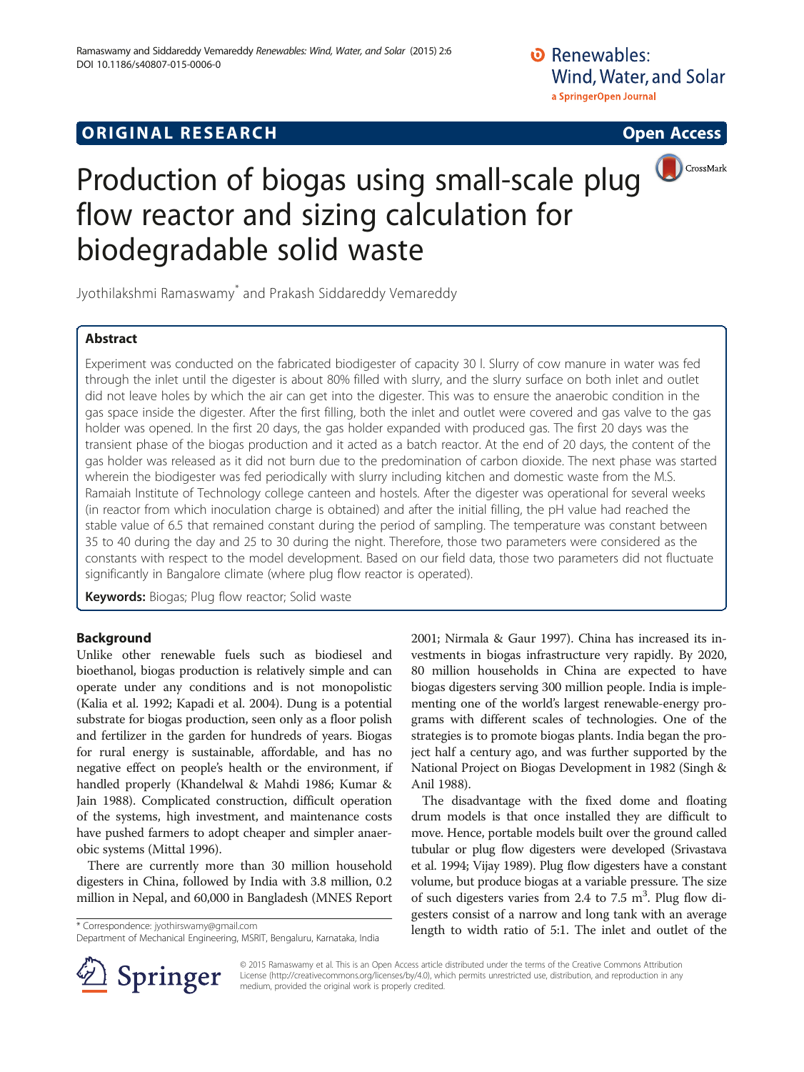ORIGINAL RESEARCH Open Access

# Production of biogas using small-scale plug flow reactor and sizing calculation for biodegradable solid waste

Jyothilakshmi Ramaswamy* and Prakash Siddareddy Vemareddy

## Abstract

Experiment was conducted on the fabricated biodigester of capacity 30 l. Slurry of cow manure in water was fed through the inlet until the digester is about 80% filled with slurry, and the slurry surface on both inlet and outlet did not leave holes by which the air can get into the digester. This was to ensure the anaerobic condition in the gas space inside the digester. After the first filling, both the inlet and outlet were covered and gas valve to the gas holder was opened. In the first 20 days, the gas holder expanded with produced gas. The first 20 days was the transient phase of the biogas production and it acted as a batch reactor. At the end of 20 days, the content of the gas holder was released as it did not burn due to the predomination of carbon dioxide. The next phase was started wherein the biodigester was fed periodically with slurry including kitchen and domestic waste from the M.S. Ramaiah Institute of Technology college canteen and hostels. After the digester was operational for several weeks (in reactor from which inoculation charge is obtained) and after the initial filling, the pH value had reached the stable value of 6.5 that remained constant during the period of sampling. The temperature was constant between 35 to 40 during the day and 25 to 30 during the night. Therefore, those two parameters were considered as the constants with respect to the model development. Based on our field data, those two parameters did not fluctuate significantly in Bangalore climate (where plug flow reactor is operated).

**Keywords:** Biogas; Plug flow reactor; Solid waste

## Background

Unlike other renewable fuels such as biodiesel and bioethanol, biogas production is relatively simple and can operate under any conditions and is not monopolistic (Kalia et al. 1992; Kapadi et al. 2004). Dung is a potential substrate for biogas production, seen only as a floor polish and fertilizer in the garden for hundreds of years. Biogas for rural energy is sustainable, affordable, and has no negative effect on people's health or the environment, if handled properly (Khandelwal & Mahdi 1986; Kumar & Jain 1988). Complicated construction, difficult operation of the systems, high investment, and maintenance costs have pushed farmers to adopt cheaper and simpler anaerobic systems (Mittal 1996).

There are currently more than 30 million household digesters in China, followed by India with 3.8 million, 0.2 million in Nepal, and 60,000 in Bangladesh (MNES Report 2001; Nirmala & Gaur 1997). China has increased its investments in biogas infrastructure very rapidly. By 2020, 80 million households in China are expected to have biogas digesters serving 300 million people. India is implementing one of the world's largest renewable-energy programs with different scales of technologies. One of the strategies is to promote biogas plants. India began the project half a century ago, and was further supported by the National Project on Biogas Development in 1982 (Singh & Anil 1988).

The disadvantage with the fixed dome and floating drum models is that once installed they are difficult to move. Hence, portable models built over the ground called tubular or plug flow digesters were developed (Srivastava et al. 1994; Vijay 1989). Plug flow digesters have a constant volume, but produce biogas at a variable pressure. The size of such digesters varies from 2.4 to 7.5 $m^3$. Plug flow digesters consist of a narrow and long tank with an average length to width ratio of 5:1. The inlet and outlet of the

\* Correspondence: jyothirswamy@gmail.com
Department of Mechanical Engineering, MSRIT, Bengaluru, Karnataka, India

© 2015 Ramaswamy et al. This is an Open Access article distributed under the terms of the Creative Commons Attribution License (http://creativecommons.org/licenses/by/4.0), which permits unrestricted use, distribution, and reproduction in any medium, provided the original work is properly credited.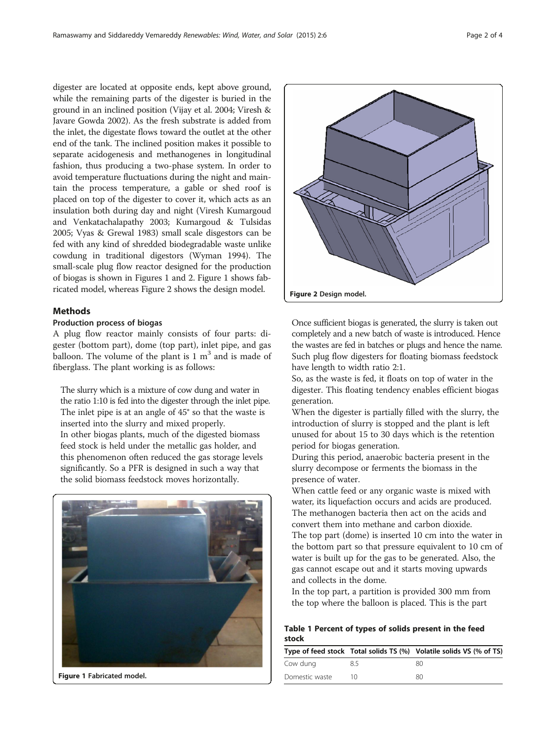digester are located at opposite ends, kept above ground, while the remaining parts of the digester is buried in the ground in an inclined position (Vijay et al. 2004; Viresh & Javare Gowda 2002). As the fresh substrate is added from the inlet, the digestate flows toward the outlet at the other end of the tank. The inclined position makes it possible to separate acidogenesis and methanogenes in longitudinal fashion, thus producing a two-phase system. In order to avoid temperature fluctuations during the night and maintain the process temperature, a gable or shed roof is placed on top of the digester to cover it, which acts as an insulation both during day and night (Viresh Kumargoud and Venkatachalapathy 2003; Kumargoud & Tulsidas 2005; Vyas & Grewal 1983) small scale disgestors can be fed with any kind of shredded biodegradable waste unlike cowdung in traditional digestors (Wyman 1994). The small-scale plug flow reactor designed for the production of biogas is shown in Figures 1 and 2. Figure 1 shows fabricated model, whereas Figure 2 shows the design model.

Figure 2 Design model.

## Methods

### Production process of biogas

A plug flow reactor mainly consists of four parts: digester (bottom part), dome (top part), inlet pipe, and gas balloon. The volume of the plant is 1 $m^3$ and is made of fiberglass. The plant working is as follows:

The slurry which is a mixture of cow dung and water in the ratio 1:10 is fed into the digester through the inlet pipe. The inlet pipe is at an angle of 45° so that the waste is inserted into the slurry and mixed properly.

In other biogas plants, much of the digested biomass feed stock is held under the metallic gas holder, and this phenomenon often reduced the gas storage levels significantly. So a PFR is designed in such a way that the solid biomass feedstock moves horizontally.

Figure 1 Fabricated model.

Once sufficient biogas is generated, the slurry is taken out completely and a new batch of waste is introduced. Hence the wastes are fed in batches or plugs and hence the name. Such plug flow digesters for floating biomass feedstock have length to width ratio 2:1.

So, as the waste is fed, it floats on top of water in the digester. This floating tendency enables efficient biogas generation.

When the digester is partially filled with the slurry, the introduction of slurry is stopped and the plant is left unused for about 15 to 30 days which is the retention period for biogas generation.

During this period, anaerobic bacteria present in the slurry decompose or ferments the biomass in the presence of water.

When cattle feed or any organic waste is mixed with water, its liquefaction occurs and acids are produced. The methanogen bacteria then act on the acids and convert them into methane and carbon dioxide.

The top part (dome) is inserted 10 cm into the water in the bottom part so that pressure equivalent to 10 cm of water is built up for the gas to be generated. Also, the gas cannot escape out and it starts moving upwards and collects in the dome.

In the top part, a partition is provided 300 mm from the top where the balloon is placed. This is the part

**Table 1 Percent of types of solids present in the feed stock**

| Type of feed stock | Total solids TS (%) | Volatile solids VS (% of TS) |
|---|---|---|
| Cow dung | 8.5 | 80 |
| Domestic waste | 10 | 80 |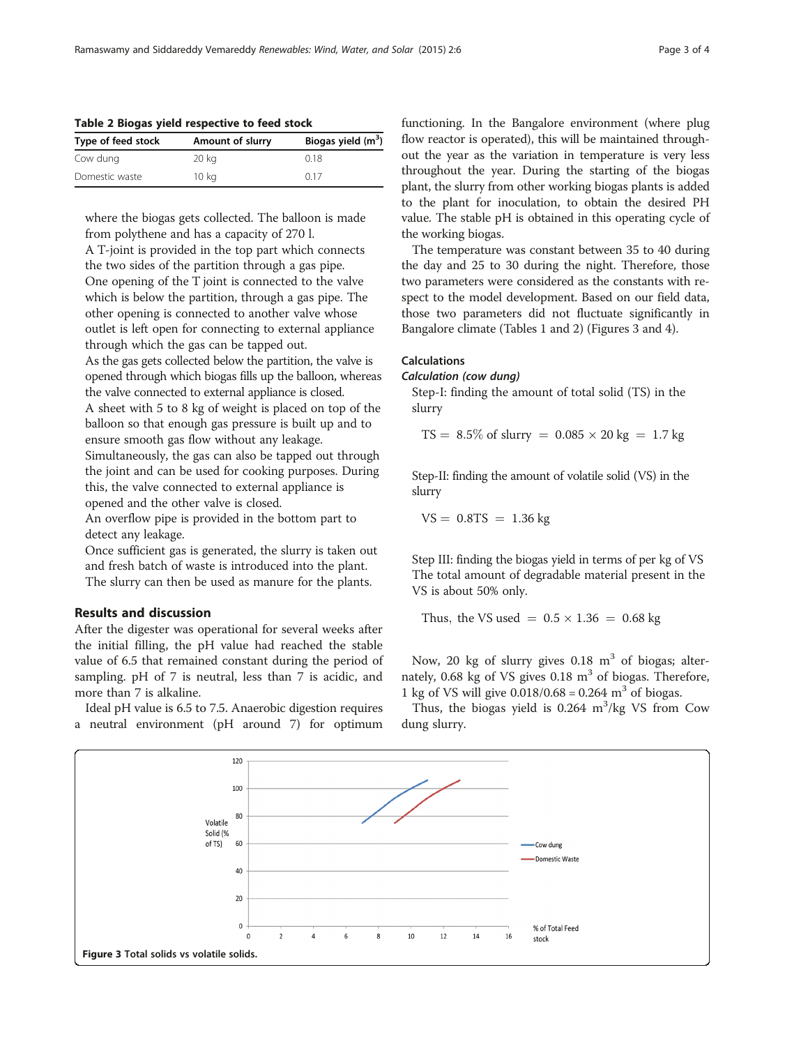**Table 2 Biogas yield respective to feed stock**

| Type of feed stock | Amount of slurry | Biogas yield ($m^3$) |
|---|---|---|
| Cow dung | 20 kg | 0.18 |
| Domestic waste | 10 kg | 0.17 |

where the biogas gets collected. The balloon is made from polythene and has a capacity of 270 l.

A T-joint is provided in the top part which connects the two sides of the partition through a gas pipe. One opening of the T joint is connected to the valve which is below the partition, through a gas pipe. The other opening is connected to another valve whose outlet is left open for connecting to external appliance through which the gas can be tapped out.

As the gas gets collected below the partition, the valve is opened through which biogas fills up the balloon, whereas the valve connected to external appliance is closed.

A sheet with 5 to 8 kg of weight is placed on top of the balloon so that enough gas pressure is built up and to ensure smooth gas flow without any leakage.

Simultaneously, the gas can also be tapped out through the joint and can be used for cooking purposes. During this, the valve connected to external appliance is opened and the other valve is closed.

An overflow pipe is provided in the bottom part to detect any leakage.

Once sufficient gas is generated, the slurry is taken out and fresh batch of waste is introduced into the plant. The slurry can then be used as manure for the plants.

## Results and discussion

After the digester was operational for several weeks after the initial filling, the pH value had reached the stable value of 6.5 that remained constant during the period of sampling. pH of 7 is neutral, less than 7 is acidic, and more than 7 is alkaline.

Ideal pH value is 6.5 to 7.5. Anaerobic digestion requires a neutral environment (pH around 7) for optimum functioning. In the Bangalore environment (where plug flow reactor is operated), this will be maintained throughout the year as the variation in temperature is very less throughout the year. During the starting of the biogas plant, the slurry from other working biogas plants is added to the plant for inoculation, to obtain the desired PH value. The stable pH is obtained in this operating cycle of the working biogas.

The temperature was constant between 35 to 40 during the day and 25 to 30 during the night. Therefore, those two parameters were considered as the constants with respect to the model development. Based on our field data, those two parameters did not fluctuate significantly in Bangalore climate (Tables 1 and 2) (Figures 3 and 4).

### Calculations

#### *Calculation (cow dung)*

Step-I: finding the amount of total solid (TS) in the slurry

$$\text{TS} = 8.5\% \text{ of slurry} = 0.085 \times 20 \text{ kg} = 1.7 \text{ kg}$$

Step-II: finding the amount of volatile solid (VS) in the slurry

$$\text{VS} = 0.8\text{TS} = 1.36 \text{ kg}$$

Step III: finding the biogas yield in terms of per kg of VS

The total amount of degradable material present in the VS is about 50% only.

$$\text{Thus, the VS used} = 0.5 \times 1.36 = 0.68 \text{ kg}$$

Now, 20 kg of slurry gives 0.18 $m^3$ of biogas; alternately, 0.68 kg of VS gives 0.18 $m^3$ of biogas. Therefore, 1 kg of VS will give 0.018/0.68 = 0.264 $m^3$ of biogas.

Thus, the biogas yield is 0.264 $m^3$/kg VS from Cow dung slurry.

**Figure 3** Total solids vs volatile solids.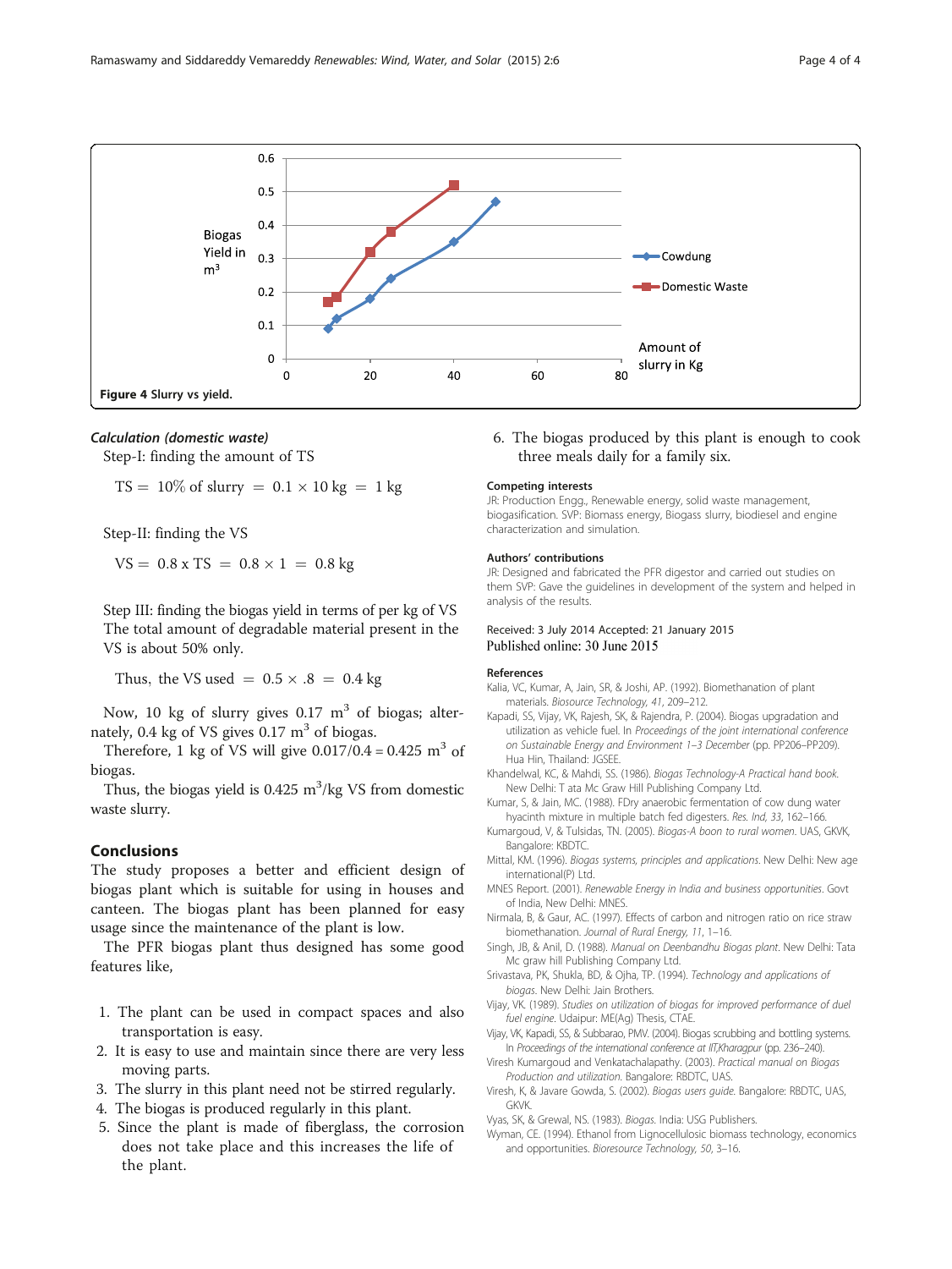0.6
0.5
0.4
0.3
0.2
0.1
0

Biogas Yield in $m^3$

0 20 40 60 80

Amount of slurry in Kg

Cowdung

Domestic Waste

**Figure 4** Slurry vs yield.

### *Calculation (domestic waste)*

Step-I: finding the amount of TS

$$\text{TS} = 10\% \text{ of slurry} = 0.1 \times 10 \text{ kg} = 1 \text{ kg}$$

Step-II: finding the VS

$$\text{VS} = 0.8 \text{ x TS} = 0.8 \times 1 = 0.8 \text{ kg}$$

Step III: finding the biogas yield in terms of per kg of VS
The total amount of degradable material present in the VS is about 50% only.

$$\text{Thus, the VS used} = 0.5 \times .8 = 0.4 \text{ kg}$$

Now, 10 kg of slurry gives 0.17 $m^3$ of biogas; alternately, 0.4 kg of VS gives 0.17 $m^3$ of biogas.

Therefore, 1 kg of VS will give 0.017/0.4 = 0.425 $m^3$ of biogas.

Thus, the biogas yield is 0.425 $m^3$/kg VS from domestic waste slurry.

## Conclusions

The study proposes a better and efficient design of biogas plant which is suitable for using in houses and canteen. The biogas plant has been planned for easy usage since the maintenance of the plant is low.

The PFR biogas plant thus designed has some good features like,

1. The plant can be used in compact spaces and also transportation is easy.
2. It is easy to use and maintain since there are very less moving parts.
3. The slurry in this plant need not be stirred regularly.
4. The biogas is produced regularly in this plant.
5. Since the plant is made of fiberglass, the corrosion does not take place and this increases the life of the plant.
6. The biogas produced by this plant is enough to cook three meals daily for a family six.

#### Competing interests

JR: Production Engg., Renewable energy, solid waste management, biogasification. SVP: Biomass energy, Biogass slurry, biodiesel and engine characterization and simulation.

#### Authors' contributions

JR: Designed and fabricated the PFR digestor and carried out studies on them SVP: Gave the guidelines in development of the system and helped in analysis of the results.

Received: 3 July 2014 Accepted: 21 January 2015
Published online: 30 June 2015

#### References

Kalia, VC, Kumar, A, Jain, SR, & Joshi, AP. (1992). Biomethanation of plant materials. *Biosource Technology, 41*, 209–212.

Kapadi, SS, Vijay, VK, Rajesh, SK, & Rajendra, P. (2004). Biogas upgradation and utilization as vehicle fuel. In *Proceedings of the joint international conference on Sustainable Energy and Environment 1–3 December* (pp. PP206–PP209). Hua Hin, Thailand: JGSEE.

Khandelwal, KC, & Mahdi, SS. (1986). *Biogas Technology-A Practical hand book*. New Delhi: T ata Mc Graw Hill Publishing Company Ltd.

Kumar, S, & Jain, MC. (1988). FDry anaerobic fermentation of cow dung water hyacinth mixture in multiple batch fed digesters. *Res. Ind, 33*, 162–166.

Kumargoud, V, & Tulsidas, TN. (2005). *Biogas-A boon to rural women*. UAS, GKVK, Bangalore: KBDTC.

Mittal, KM. (1996). *Biogas systems, principles and applications*. New Delhi: New age international(P) Ltd.

MNES Report. (2001). *Renewable Energy in India and business opportunities*. Govt of India, New Delhi: MNES.

Nirmala, B, & Gaur, AC. (1997). Effects of carbon and nitrogen ratio on rice straw biomethanation. *Journal of Rural Energy, 11*, 1–16.

Singh, JB, & Anil, D. (1988). *Manual on Deenbandhu Biogas plant*. New Delhi: Tata Mc graw hill Publishing Company Ltd.

Srivastava, PK, Shukla, BD, & Ojha, TP. (1994). *Technology and applications of biogas*. New Delhi: Jain Brothers.

Vijay, VK. (1989). *Studies on utilization of biogas for improved performance of duel fuel engine*. Udaipur: ME(Ag) Thesis, CTAE.

Vijay, VK, Kapadi, SS, & Subbarao, PMV. (2004). Biogas scrubbing and bottling systems. In *Proceedings of the international conference at IIT,Kharagpur* (pp. 236–240).

Viresh Kumargoud and Venkatachalapathy. (2003). *Practical manual on Biogas Production and utilization*. Bangalore: RBDTC, UAS.

Viresh, K, & Javare Gowda, S. (2002). *Biogas users guide*. Bangalore: RBDTC, UAS, GKVK.

Vyas, SK, & Grewal, NS. (1983). *Biogas*. India: USG Publishers.

Wyman, CE. (1994). Ethanol from Lignocellulosic biomass technology, economics and opportunities. *Bioresource Technology, 50*, 3–16.